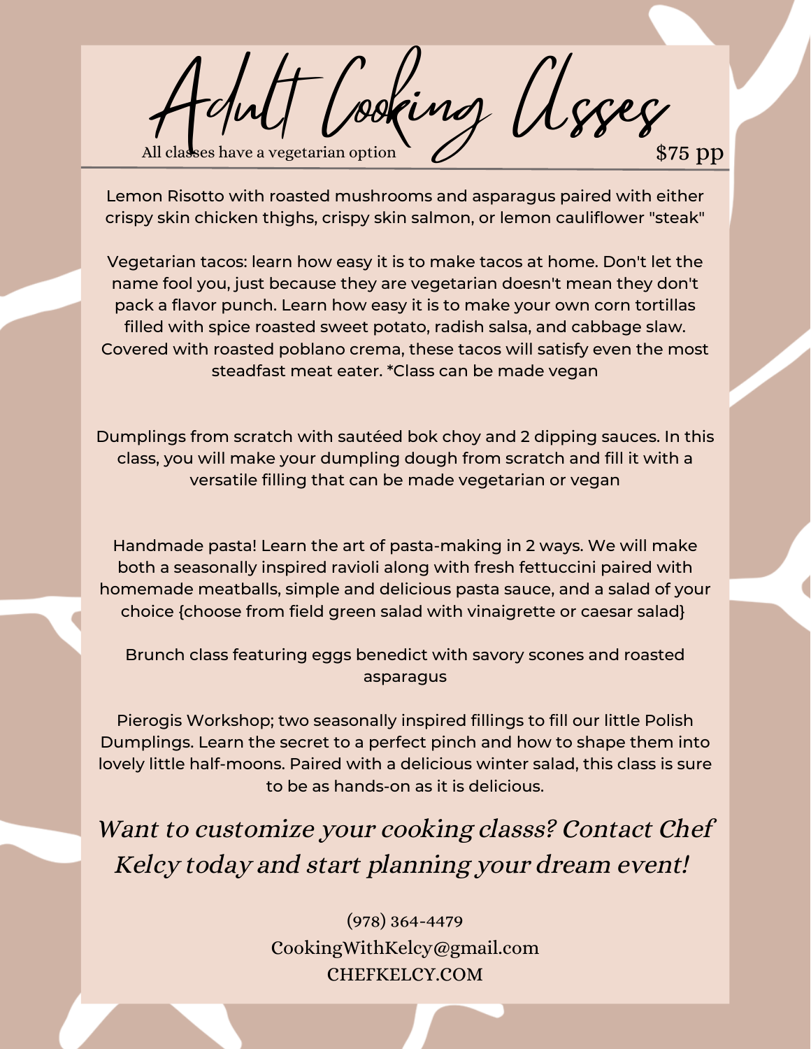# Adult Cooking Classes

All classes have a vegetarian option

$75 pp

Lemon Risotto with roasted mushrooms and asparagus paired with either crispy skin chicken thighs, crispy skin salmon, or lemon cauliflower "steak"

Vegetarian tacos: learn how easy it is to make tacos at home. Don't let the name fool you, just because they are vegetarian doesn't mean they don't pack a flavor punch. Learn how easy it is to make your own corn tortillas filled with spice roasted sweet potato, radish salsa, and cabbage slaw. Covered with roasted poblano crema, these tacos will satisfy even the most steadfast meat eater. *Class can be made vegan

Dumplings from scratch with sautéed bok choy and 2 dipping sauces. In this class, you will make your dumpling dough from scratch and fill it with a versatile filling that can be made vegetarian or vegan

Handmade pasta! Learn the art of pasta-making in 2 ways. We will make both a seasonally inspired ravioli along with fresh fettuccini paired with homemade meatballs, simple and delicious pasta sauce, and a salad of your choice {choose from field green salad with vinaigrette or caesar salad}

Brunch class featuring eggs benedict with savory scones and roasted asparagus

Pierogis Workshop; two seasonally inspired fillings to fill our little Polish Dumplings. Learn the secret to a perfect pinch and how to shape them into lovely little half-moons. Paired with a delicious winter salad, this class is sure to be as hands-on as it is delicious.

*Want to customize your cooking classs? Contact Chef Kelcy today and start planning your dream event!*

(978) 364-4479

CookingWithKelcy@gmail.com

CHEFKELCY.COM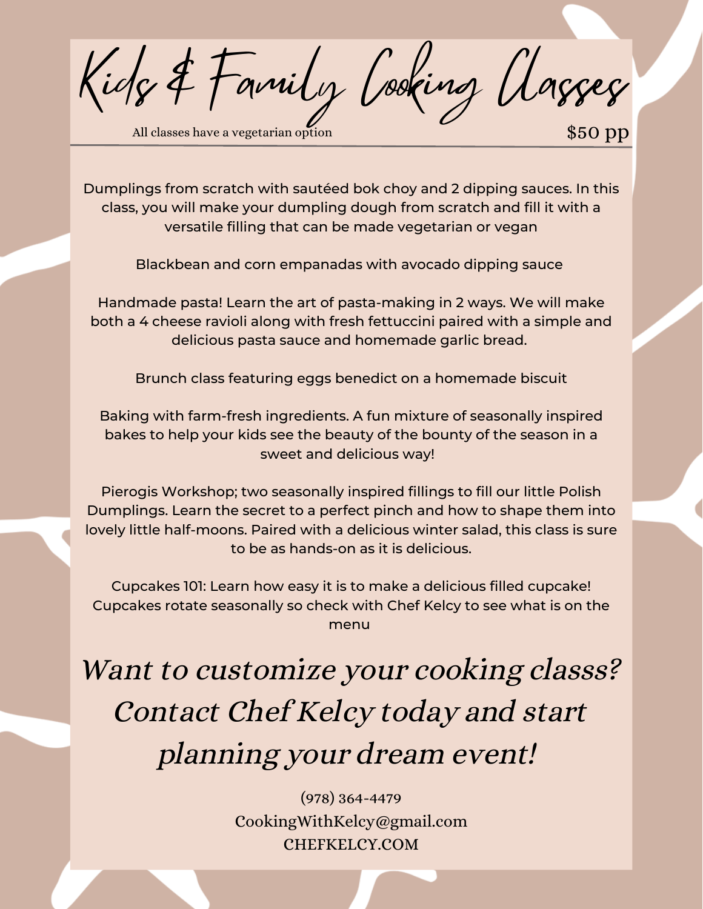# Kids & Family Cooking Classes

All classes have a vegetarian option

$50 pp

Dumplings from scratch with sautéed bok choy and 2 dipping sauces. In this class, you will make your dumpling dough from scratch and fill it with a versatile filling that can be made vegetarian or vegan

Blackbean and corn empanadas with avocado dipping sauce

Handmade pasta! Learn the art of pasta-making in 2 ways. We will make both a 4 cheese ravioli along with fresh fettuccini paired with a simple and delicious pasta sauce and homemade garlic bread.

Brunch class featuring eggs benedict on a homemade biscuit

Baking with farm-fresh ingredients. A fun mixture of seasonally inspired bakes to help your kids see the beauty of the bounty of the season in a sweet and delicious way!

Pierogis Workshop; two seasonally inspired fillings to fill our little Polish Dumplings. Learn the secret to a perfect pinch and how to shape them into lovely little half-moons. Paired with a delicious winter salad, this class is sure to be as hands-on as it is delicious.

Cupcakes 101: Learn how easy it is to make a delicious filled cupcake! Cupcakes rotate seasonally so check with Chef Kelcy to see what is on the menu

*Want to customize your cooking classs? Contact Chef Kelcy today and start planning your dream event!*

(978) 364-4479
CookingWithKelcy@gmail.com
CHEFKELCY.COM